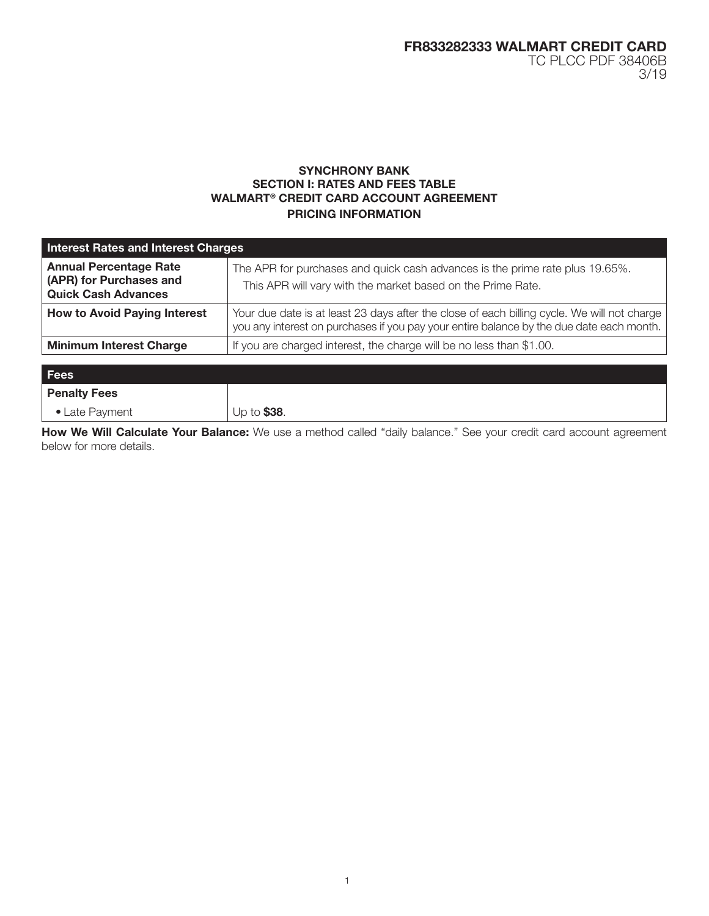**FR833282333 WALMART CREDIT CARD**
TC PLCC PDF 38406B
3/19

## SYNCHRONY BANK
## SECTION I: RATES AND FEES TABLE
## WALMART® CREDIT CARD ACCOUNT AGREEMENT
## PRICING INFORMATION

| Interest Rates and Interest Charges | |
|---|---|
| **Annual Percentage Rate (APR) for Purchases and Quick Cash Advances** | The APR for purchases and quick cash advances is the prime rate plus 19.65%. This APR will vary with the market based on the Prime Rate. |
| **How to Avoid Paying Interest** | Your due date is at least 23 days after the close of each billing cycle. We will not charge you any interest on purchases if you pay your entire balance by the due date each month. |
| **Minimum Interest Charge** | If you are charged interest, the charge will be no less than $1.00. |

| Fees | |
|---|---|
| **Penalty Fees** | |
| • Late Payment | Up to **$38**. |

**How We Will Calculate Your Balance:** We use a method called "daily balance." See your credit card account agreement below for more details.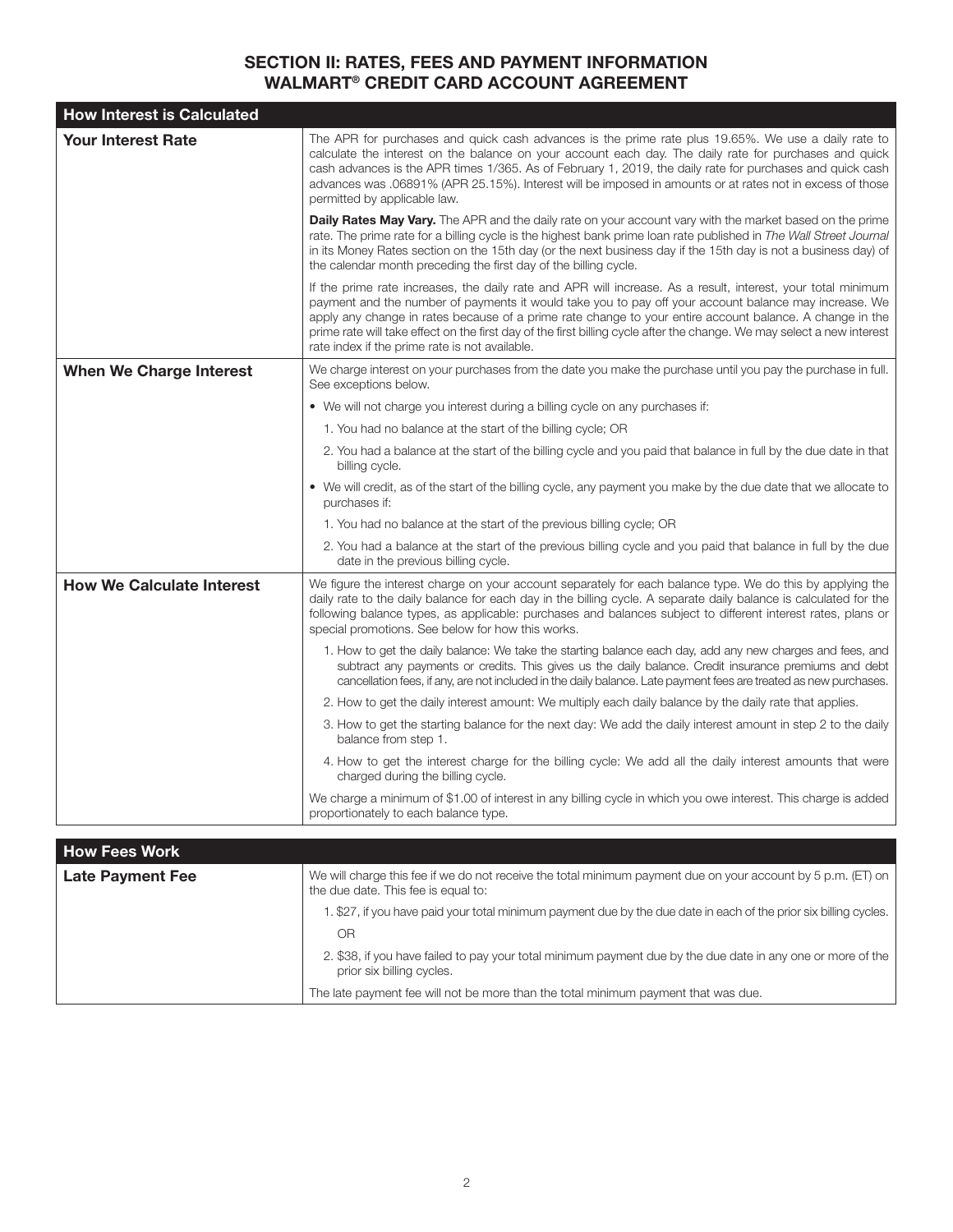## SECTION II: RATES, FEES AND PAYMENT INFORMATION
## WALMART® CREDIT CARD ACCOUNT AGREEMENT

| How Interest is Calculated | |
|---|---|
| **Your Interest Rate** | The APR for purchases and quick cash advances is the prime rate plus 19.65%. We use a daily rate to calculate the interest on the balance on your account each day. The daily rate for purchases and quick cash advances is the APR times 1/365. As of February 1, 2019, the daily rate for purchases and quick cash advances was .06891% (APR 25.15%). Interest will be imposed in amounts or at rates not in excess of those permitted by applicable law. |
| | **Daily Rates May Vary.** The APR and the daily rate on your account vary with the market based on the prime rate. The prime rate for a billing cycle is the highest bank prime loan rate published in *The Wall Street Journal* in its Money Rates section on the 15th day (or the next business day if the 15th day is not a business day) of the calendar month preceding the first day of the billing cycle. |
| | If the prime rate increases, the daily rate and APR will increase. As a result, interest, your total minimum payment and the number of payments it would take you to pay off your account balance may increase. We apply any change in rates because of a prime rate change to your entire account balance. A change in the prime rate will take effect on the first day of the first billing cycle after the change. We may select a new interest rate index if the prime rate is not available. |
| **When We Charge Interest** | We charge interest on your purchases from the date you make the purchase until you pay the purchase in full. See exceptions below. |
| | • We will not charge you interest during a billing cycle on any purchases if: |
| | 1. You had no balance at the start of the billing cycle; OR |
| | 2. You had a balance at the start of the billing cycle and you paid that balance in full by the due date in that billing cycle. |
| | • We will credit, as of the start of the billing cycle, any payment you make by the due date that we allocate to purchases if: |
| | 1. You had no balance at the start of the previous billing cycle; OR |
| | 2. You had a balance at the start of the previous billing cycle and you paid that balance in full by the due date in the previous billing cycle. |
| **How We Calculate Interest** | We figure the interest charge on your account separately for each balance type. We do this by applying the daily rate to the daily balance for each day in the billing cycle. A separate daily balance is calculated for the following balance types, as applicable: purchases and balances subject to different interest rates, plans or special promotions. See below for how this works. |
| | 1. How to get the daily balance: We take the starting balance each day, add any new charges and fees, and subtract any payments or credits. This gives us the daily balance. Credit insurance premiums and debt cancellation fees, if any, are not included in the daily balance. Late payment fees are treated as new purchases. |
| | 2. How to get the daily interest amount: We multiply each daily balance by the daily rate that applies. |
| | 3. How to get the starting balance for the next day: We add the daily interest amount in step 2 to the daily balance from step 1. |
| | 4. How to get the interest charge for the billing cycle: We add all the daily interest amounts that were charged during the billing cycle. |
| | We charge a minimum of $1.00 of interest in any billing cycle in which you owe interest. This charge is added proportionately to each balance type. |

| How Fees Work | |
|---|---|
| **Late Payment Fee** | We will charge this fee if we do not receive the total minimum payment due on your account by 5 p.m. (ET) on the due date. This fee is equal to: |
| | 1. $27, if you have paid your total minimum payment due by the due date in each of the prior six billing cycles. |
| | OR |
| | 2. $38, if you have failed to pay your total minimum payment due by the due date in any one or more of the prior six billing cycles. |
| | The late payment fee will not be more than the total minimum payment that was due. |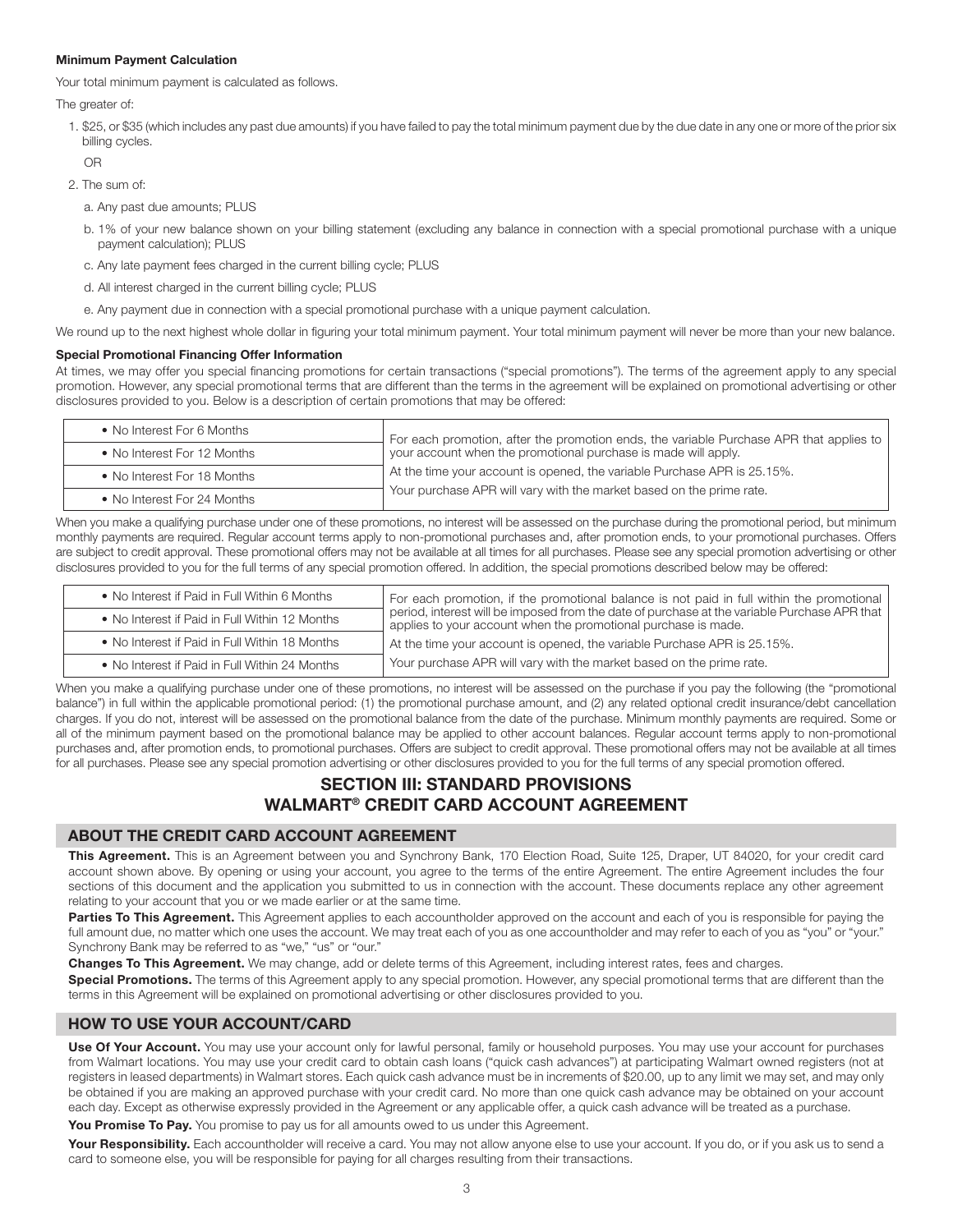**Minimum Payment Calculation**

Your total minimum payment is calculated as follows.

The greater of:

1. $25, or $35 (which includes any past due amounts) if you have failed to pay the total minimum payment due by the due date in any one or more of the prior six billing cycles.

   OR

2. The sum of:

   a. Any past due amounts; PLUS

   b. 1% of your new balance shown on your billing statement (excluding any balance in connection with a special promotional purchase with a unique payment calculation); PLUS

   c. Any late payment fees charged in the current billing cycle; PLUS

   d. All interest charged in the current billing cycle; PLUS

   e. Any payment due in connection with a special promotional purchase with a unique payment calculation.

We round up to the next highest whole dollar in figuring your total minimum payment. Your total minimum payment will never be more than your new balance.

**Special Promotional Financing Offer Information**

At times, we may offer you special financing promotions for certain transactions ("special promotions"). The terms of the agreement apply to any special promotion. However, any special promotional terms that are different than the terms in the agreement will be explained on promotional advertising or other disclosures provided to you. Below is a description of certain promotions that may be offered:

| | |
|---|---|
| • No Interest For 6 Months | For each promotion, after the promotion ends, the variable Purchase APR that applies to your account when the promotional purchase is made will apply. |
| • No Interest For 12 Months | |
| • No Interest For 18 Months | At the time your account is opened, the variable Purchase APR is 25.15%. |
| • No Interest For 24 Months | Your purchase APR will vary with the market based on the prime rate. |

When you make a qualifying purchase under one of these promotions, no interest will be assessed on the purchase during the promotional period, but minimum monthly payments are required. Regular account terms apply to non-promotional purchases and, after promotion ends, to your promotional purchases. Offers are subject to credit approval. These promotional offers may not be available at all times for all purchases. Please see any special promotion advertising or other disclosures provided to you for the full terms of any special promotion offered. In addition, the special promotions described below may be offered:

| | |
|---|---|
| • No Interest if Paid in Full Within 6 Months | For each promotion, if the promotional balance is not paid in full within the promotional period, interest will be imposed from the date of purchase at the variable Purchase APR that applies to your account when the promotional purchase is made. |
| • No Interest if Paid in Full Within 12 Months | |
| • No Interest if Paid in Full Within 18 Months | At the time your account is opened, the variable Purchase APR is 25.15%. |
| • No Interest if Paid in Full Within 24 Months | Your purchase APR will vary with the market based on the prime rate. |

When you make a qualifying purchase under one of these promotions, no interest will be assessed on the purchase if you pay the following (the "promotional balance") in full within the applicable promotional period: (1) the promotional purchase amount, and (2) any related optional credit insurance/debt cancellation charges. If you do not, interest will be assessed on the promotional balance from the date of the purchase. Minimum monthly payments are required. Some or all of the minimum payment based on the promotional balance may be applied to other account balances. Regular account terms apply to non-promotional purchases and, after promotion ends, to promotional purchases. Offers are subject to credit approval. These promotional offers may not be available at all times for all purchases. Please see any special promotion advertising or other disclosures provided to you for the full terms of any special promotion offered.

# SECTION III: STANDARD PROVISIONS
# WALMART® CREDIT CARD ACCOUNT AGREEMENT

## ABOUT THE CREDIT CARD ACCOUNT AGREEMENT

**This Agreement.** This is an Agreement between you and Synchrony Bank, 170 Election Road, Suite 125, Draper, UT 84020, for your credit card account shown above. By opening or using your account, you agree to the terms of the entire Agreement. The entire Agreement includes the four sections of this document and the application you submitted to us in connection with the account. These documents replace any other agreement relating to your account that you or we made earlier or at the same time.

**Parties To This Agreement.** This Agreement applies to each accountholder approved on the account and each of you is responsible for paying the full amount due, no matter which one uses the account. We may treat each of you as one accountholder and may refer to each of you as "you" or "your." Synchrony Bank may be referred to as "we," "us" or "our."

**Changes To This Agreement.** We may change, add or delete terms of this Agreement, including interest rates, fees and charges.

**Special Promotions.** The terms of this Agreement apply to any special promotion. However, any special promotional terms that are different than the terms in this Agreement will be explained on promotional advertising or other disclosures provided to you.

## HOW TO USE YOUR ACCOUNT/CARD

**Use Of Your Account.** You may use your account only for lawful personal, family or household purposes. You may use your account for purchases from Walmart locations. You may use your credit card to obtain cash loans ("quick cash advances") at participating Walmart owned registers (not at registers in leased departments) in Walmart stores. Each quick cash advance must be in increments of $20.00, up to any limit we may set, and may only be obtained if you are making an approved purchase with your credit card. No more than one quick cash advance may be obtained on your account each day. Except as otherwise expressly provided in the Agreement or any applicable offer, a quick cash advance will be treated as a purchase.

**You Promise To Pay.** You promise to pay us for all amounts owed to us under this Agreement.

**Your Responsibility.** Each accountholder will receive a card. You may not allow anyone else to use your account. If you do, or if you ask us to send a card to someone else, you will be responsible for paying for all charges resulting from their transactions.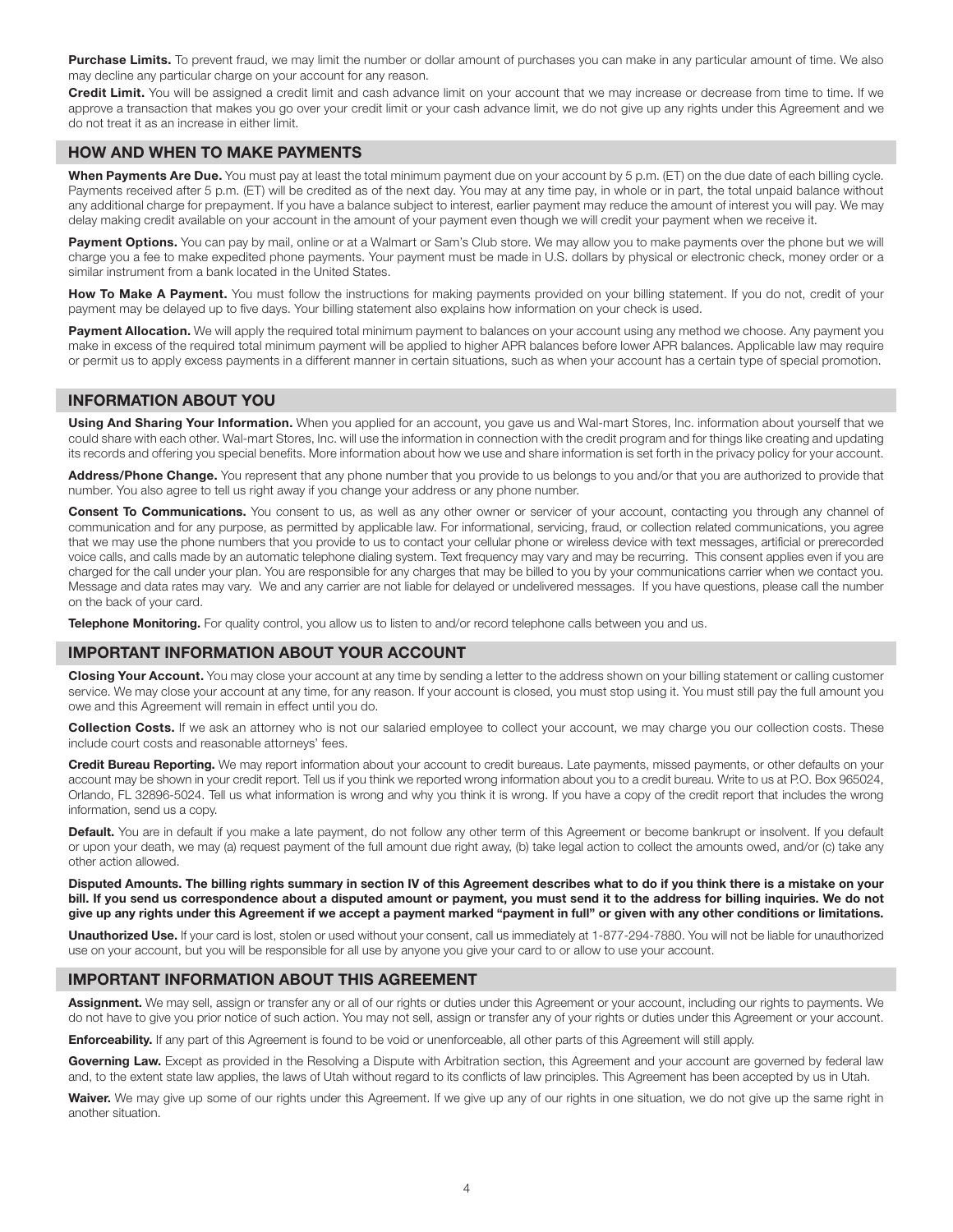**Purchase Limits.** To prevent fraud, we may limit the number or dollar amount of purchases you can make in any particular amount of time. We also may decline any particular charge on your account for any reason.

**Credit Limit.** You will be assigned a credit limit and cash advance limit on your account that we may increase or decrease from time to time. If we approve a transaction that makes you go over your credit limit or your cash advance limit, we do not give up any rights under this Agreement and we do not treat it as an increase in either limit.

## HOW AND WHEN TO MAKE PAYMENTS

**When Payments Are Due.** You must pay at least the total minimum payment due on your account by 5 p.m. (ET) on the due date of each billing cycle. Payments received after 5 p.m. (ET) will be credited as of the next day. You may at any time pay, in whole or in part, the total unpaid balance without any additional charge for prepayment. If you have a balance subject to interest, earlier payment may reduce the amount of interest you will pay. We may delay making credit available on your account in the amount of your payment even though we will credit your payment when we receive it.

**Payment Options.** You can pay by mail, online or at a Walmart or Sam's Club store. We may allow you to make payments over the phone but we will charge you a fee to make expedited phone payments. Your payment must be made in U.S. dollars by physical or electronic check, money order or a similar instrument from a bank located in the United States.

**How To Make A Payment.** You must follow the instructions for making payments provided on your billing statement. If you do not, credit of your payment may be delayed up to five days. Your billing statement also explains how information on your check is used.

**Payment Allocation.** We will apply the required total minimum payment to balances on your account using any method we choose. Any payment you make in excess of the required total minimum payment will be applied to higher APR balances before lower APR balances. Applicable law may require or permit us to apply excess payments in a different manner in certain situations, such as when your account has a certain type of special promotion.

## INFORMATION ABOUT YOU

**Using And Sharing Your Information.** When you applied for an account, you gave us and Wal-mart Stores, Inc. information about yourself that we could share with each other. Wal-mart Stores, Inc. will use the information in connection with the credit program and for things like creating and updating its records and offering you special benefits. More information about how we use and share information is set forth in the privacy policy for your account.

**Address/Phone Change.** You represent that any phone number that you provide to us belongs to you and/or that you are authorized to provide that number. You also agree to tell us right away if you change your address or any phone number.

**Consent To Communications.** You consent to us, as well as any other owner or servicer of your account, contacting you through any channel of communication and for any purpose, as permitted by applicable law. For informational, servicing, fraud, or collection related communications, you agree that we may use the phone numbers that you provide to us to contact your cellular phone or wireless device with text messages, artificial or prerecorded voice calls, and calls made by an automatic telephone dialing system. Text frequency may vary and may be recurring. This consent applies even if you are charged for the call under your plan. You are responsible for any charges that may be billed to you by your communications carrier when we contact you. Message and data rates may vary. We and any carrier are not liable for delayed or undelivered messages. If you have questions, please call the number on the back of your card.

**Telephone Monitoring.** For quality control, you allow us to listen to and/or record telephone calls between you and us.

## IMPORTANT INFORMATION ABOUT YOUR ACCOUNT

**Closing Your Account.** You may close your account at any time by sending a letter to the address shown on your billing statement or calling customer service. We may close your account at any time, for any reason. If your account is closed, you must stop using it. You must still pay the full amount you owe and this Agreement will remain in effect until you do.

**Collection Costs.** If we ask an attorney who is not our salaried employee to collect your account, we may charge you our collection costs. These include court costs and reasonable attorneys' fees.

**Credit Bureau Reporting.** We may report information about your account to credit bureaus. Late payments, missed payments, or other defaults on your account may be shown in your credit report. Tell us if you think we reported wrong information about you to a credit bureau. Write to us at P.O. Box 965024, Orlando, FL 32896-5024. Tell us what information is wrong and why you think it is wrong. If you have a copy of the credit report that includes the wrong information, send us a copy.

**Default.** You are in default if you make a late payment, do not follow any other term of this Agreement or become bankrupt or insolvent. If you default or upon your death, we may (a) request payment of the full amount due right away, (b) take legal action to collect the amounts owed, and/or (c) take any other action allowed.

**Disputed Amounts. The billing rights summary in section IV of this Agreement describes what to do if you think there is a mistake on your bill. If you send us correspondence about a disputed amount or payment, you must send it to the address for billing inquiries. We do not give up any rights under this Agreement if we accept a payment marked "payment in full" or given with any other conditions or limitations.**

**Unauthorized Use.** If your card is lost, stolen or used without your consent, call us immediately at 1-877-294-7880. You will not be liable for unauthorized use on your account, but you will be responsible for all use by anyone you give your card to or allow to use your account.

## IMPORTANT INFORMATION ABOUT THIS AGREEMENT

**Assignment.** We may sell, assign or transfer any or all of our rights or duties under this Agreement or your account, including our rights to payments. We do not have to give you prior notice of such action. You may not sell, assign or transfer any of your rights or duties under this Agreement or your account.

**Enforceability.** If any part of this Agreement is found to be void or unenforceable, all other parts of this Agreement will still apply.

**Governing Law.** Except as provided in the Resolving a Dispute with Arbitration section, this Agreement and your account are governed by federal law and, to the extent state law applies, the laws of Utah without regard to its conflicts of law principles. This Agreement has been accepted by us in Utah.

**Waiver.** We may give up some of our rights under this Agreement. If we give up any of our rights in one situation, we do not give up the same right in another situation.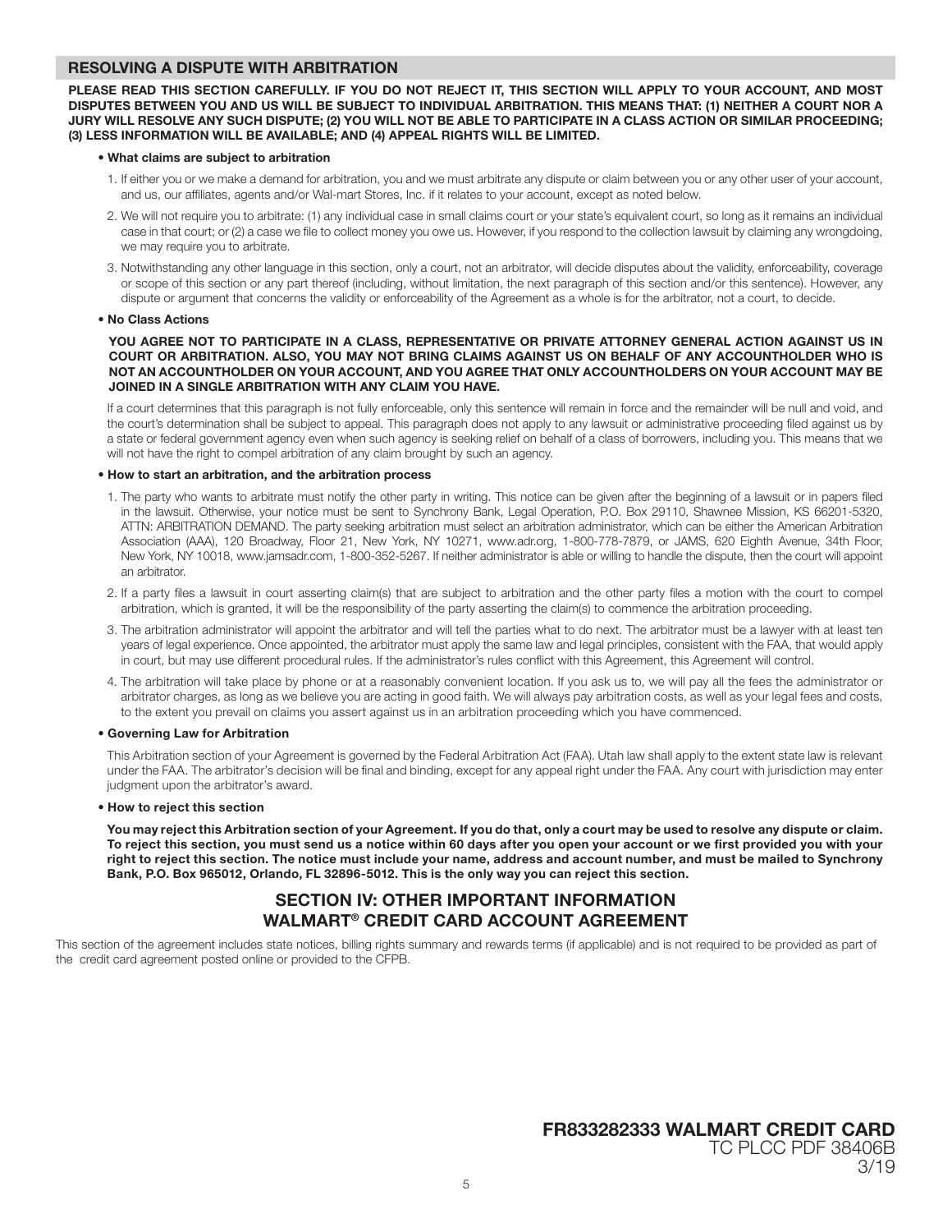## RESOLVING A DISPUTE WITH ARBITRATION

**PLEASE READ THIS SECTION CAREFULLY. IF YOU DO NOT REJECT IT, THIS SECTION WILL APPLY TO YOUR ACCOUNT, AND MOST DISPUTES BETWEEN YOU AND US WILL BE SUBJECT TO INDIVIDUAL ARBITRATION. THIS MEANS THAT: (1) NEITHER A COURT NOR A JURY WILL RESOLVE ANY SUCH DISPUTE; (2) YOU WILL NOT BE ABLE TO PARTICIPATE IN A CLASS ACTION OR SIMILAR PROCEEDING; (3) LESS INFORMATION WILL BE AVAILABLE; AND (4) APPEAL RIGHTS WILL BE LIMITED.**

- **What claims are subject to arbitration**

1. If either you or we make a demand for arbitration, you and we must arbitrate any dispute or claim between you or any other user of your account, and us, our affiliates, agents and/or Wal-mart Stores, Inc. if it relates to your account, except as noted below.
2. We will not require you to arbitrate: (1) any individual case in small claims court or your state's equivalent court, so long as it remains an individual case in that court; or (2) a case we file to collect money you owe us. However, if you respond to the collection lawsuit by claiming any wrongdoing, we may require you to arbitrate.
3. Notwithstanding any other language in this section, only a court, not an arbitrator, will decide disputes about the validity, enforceability, coverage or scope of this section or any part thereof (including, without limitation, the next paragraph of this section and/or this sentence). However, any dispute or argument that concerns the validity or enforceability of the Agreement as a whole is for the arbitrator, not a court, to decide.

- **No Class Actions**

**YOU AGREE NOT TO PARTICIPATE IN A CLASS, REPRESENTATIVE OR PRIVATE ATTORNEY GENERAL ACTION AGAINST US IN COURT OR ARBITRATION. ALSO, YOU MAY NOT BRING CLAIMS AGAINST US ON BEHALF OF ANY ACCOUNTHOLDER WHO IS NOT AN ACCOUNTHOLDER ON YOUR ACCOUNT, AND YOU AGREE THAT ONLY ACCOUNTHOLDERS ON YOUR ACCOUNT MAY BE JOINED IN A SINGLE ARBITRATION WITH ANY CLAIM YOU HAVE.**

If a court determines that this paragraph is not fully enforceable, only this sentence will remain in force and the remainder will be null and void, and the court's determination shall be subject to appeal. This paragraph does not apply to any lawsuit or administrative proceeding filed against us by a state or federal government agency even when such agency is seeking relief on behalf of a class of borrowers, including you. This means that we will not have the right to compel arbitration of any claim brought by such an agency.

- **How to start an arbitration, and the arbitration process**

1. The party who wants to arbitrate must notify the other party in writing. This notice can be given after the beginning of a lawsuit or in papers filed in the lawsuit. Otherwise, your notice must be sent to Synchrony Bank, Legal Operation, P.O. Box 29110, Shawnee Mission, KS 66201-5320, ATTN: ARBITRATION DEMAND. The party seeking arbitration must select an arbitration administrator, which can be either the American Arbitration Association (AAA), 120 Broadway, Floor 21, New York, NY 10271, www.adr.org, 1-800-778-7879, or JAMS, 620 Eighth Avenue, 34th Floor, New York, NY 10018, www.jamsadr.com, 1-800-352-5267. If neither administrator is able or willing to handle the dispute, then the court will appoint an arbitrator.
2. If a party files a lawsuit in court asserting claim(s) that are subject to arbitration and the other party files a motion with the court to compel arbitration, which is granted, it will be the responsibility of the party asserting the claim(s) to commence the arbitration proceeding.
3. The arbitration administrator will appoint the arbitrator and will tell the parties what to do next. The arbitrator must be a lawyer with at least ten years of legal experience. Once appointed, the arbitrator must apply the same law and legal principles, consistent with the FAA, that would apply in court, but may use different procedural rules. If the administrator's rules conflict with this Agreement, this Agreement will control.
4. The arbitration will take place by phone or at a reasonably convenient location. If you ask us to, we will pay all the fees the administrator or arbitrator charges, as long as we believe you are acting in good faith. We will always pay arbitration costs, as well as your legal fees and costs, to the extent you prevail on claims you assert against us in an arbitration proceeding which you have commenced.

- **Governing Law for Arbitration**

This Arbitration section of your Agreement is governed by the Federal Arbitration Act (FAA). Utah law shall apply to the extent state law is relevant under the FAA. The arbitrator's decision will be final and binding, except for any appeal right under the FAA. Any court with jurisdiction may enter judgment upon the arbitrator's award.

- **How to reject this section**

**You may reject this Arbitration section of your Agreement. If you do that, only a court may be used to resolve any dispute or claim. To reject this section, you must send us a notice within 60 days after you open your account or we first provided you with your right to reject this section. The notice must include your name, address and account number, and must be mailed to Synchrony Bank, P.O. Box 965012, Orlando, FL 32896-5012. This is the only way you can reject this section.**

## SECTION IV: OTHER IMPORTANT INFORMATION
## WALMART® CREDIT CARD ACCOUNT AGREEMENT

This section of the agreement includes state notices, billing rights summary and rewards terms (if applicable) and is not required to be provided as part of the credit card agreement posted online or provided to the CFPB.

**FR833282333 WALMART CREDIT CARD**
TC PLCC PDF 38406B
3/19